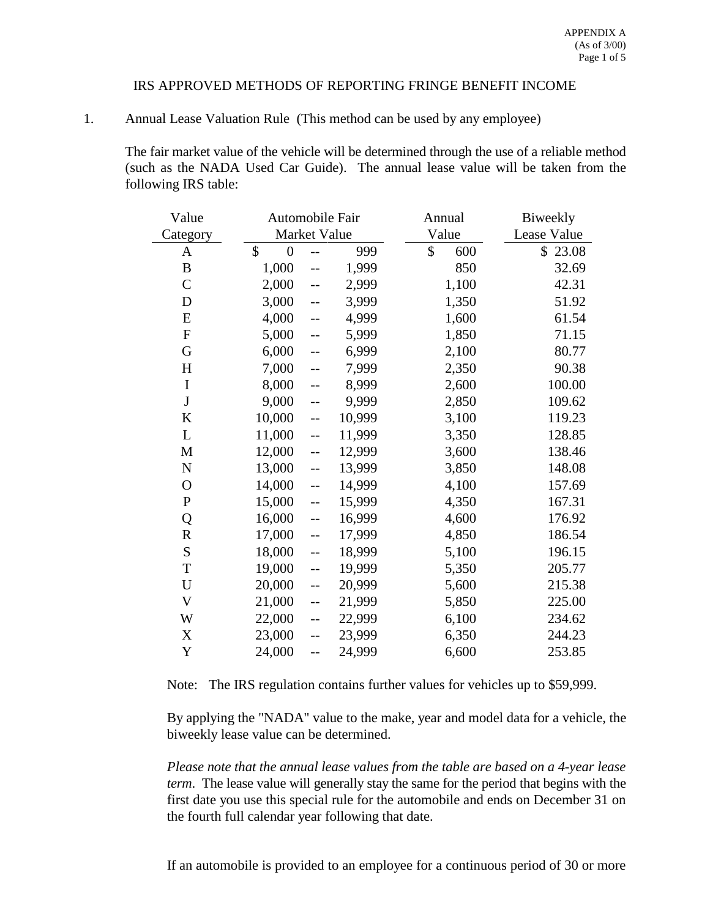APPENDIX A
(As of 3/00)

# IRS APPROVED METHODS OF REPORTING FRINGE BENEFIT INCOME

1. Annual Lease Valuation Rule (This method can be used by any employee)

   The fair market value of the vehicle will be determined through the use of a reliable method (such as the NADA Used Car Guide). The annual lease value will be taken from the following IRS table:

| Value Category | Automobile Fair Market Value | Annual Value | Biweekly Lease Value |
|---|---|---|---|
| A | $ 0 -- 999 | $ 600 | $ 23.08 |
| B | 1,000 -- 1,999 | 850 | 32.69 |
| C | 2,000 -- 2,999 | 1,100 | 42.31 |
| D | 3,000 -- 3,999 | 1,350 | 51.92 |
| E | 4,000 -- 4,999 | 1,600 | 61.54 |
| F | 5,000 -- 5,999 | 1,850 | 71.15 |
| G | 6,000 -- 6,999 | 2,100 | 80.77 |
| H | 7,000 -- 7,999 | 2,350 | 90.38 |
| I | 8,000 -- 8,999 | 2,600 | 100.00 |
| J | 9,000 -- 9,999 | 2,850 | 109.62 |
| K | 10,000 -- 10,999 | 3,100 | 119.23 |
| L | 11,000 -- 11,999 | 3,350 | 128.85 |
| M | 12,000 -- 12,999 | 3,600 | 138.46 |
| N | 13,000 -- 13,999 | 3,850 | 148.08 |
| O | 14,000 -- 14,999 | 4,100 | 157.69 |
| P | 15,000 -- 15,999 | 4,350 | 167.31 |
| Q | 16,000 -- 16,999 | 4,600 | 176.92 |
| R | 17,000 -- 17,999 | 4,850 | 186.54 |
| S | 18,000 -- 18,999 | 5,100 | 196.15 |
| T | 19,000 -- 19,999 | 5,350 | 205.77 |
| U | 20,000 -- 20,999 | 5,600 | 215.38 |
| V | 21,000 -- 21,999 | 5,850 | 225.00 |
| W | 22,000 -- 22,999 | 6,100 | 234.62 |
| X | 23,000 -- 23,999 | 6,350 | 244.23 |
| Y | 24,000 -- 24,999 | 6,600 | 253.85 |

   Note: The IRS regulation contains further values for vehicles up to $59,999.

   By applying the "NADA" value to the make, year and model data for a vehicle, the biweekly lease value can be determined.

   *Please note that the annual lease values from the table are based on a 4-year lease term*. The lease value will generally stay the same for the period that begins with the first date you use this special rule for the automobile and ends on December 31 on the fourth full calendar year following that date.

   If an automobile is provided to an employee for a continuous period of 30 or more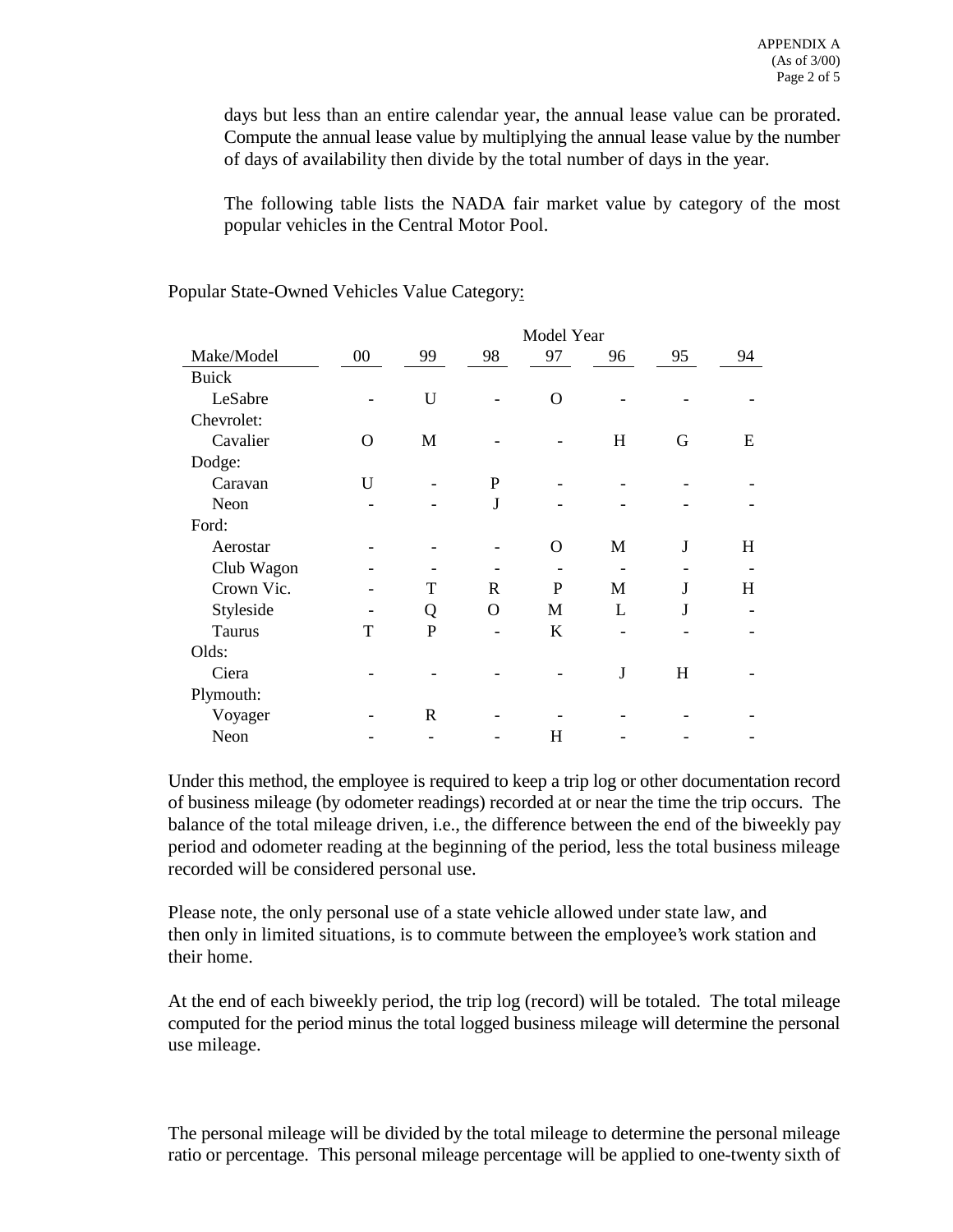days but less than an entire calendar year, the annual lease value can be prorated. Compute the annual lease value by multiplying the annual lease value by the number of days of availability then divide by the total number of days in the year.

The following table lists the NADA fair market value by category of the most popular vehicles in the Central Motor Pool.

Popular State-Owned Vehicles Value Category:

| | Model Year | | | | | | |
|---|---|---|---|---|---|---|---|
| Make/Model | 00 | 99 | 98 | 97 | 96 | 95 | 94 |
| Buick | | | | | | | |
| LeSabre | - | U | - | O | - | - | - |
| Chevrolet: | | | | | | | |
| Cavalier | O | M | - | - | H | G | E |
| Dodge: | | | | | | | |
| Caravan | U | - | P | - | - | - | - |
| Neon | - | - | J | - | - | - | - |
| Ford: | | | | | | | |
| Aerostar | - | - | - | O | M | J | H |
| Club Wagon | - | - | - | - | - | - | - |
| Crown Vic. | - | T | R | P | M | J | H |
| Styleside | - | Q | O | M | L | J | - |
| Taurus | T | P | - | K | - | - | - |
| Olds: | | | | | | | |
| Ciera | - | - | - | - | J | H | - |
| Plymouth: | | | | | | | |
| Voyager | - | R | - | - | - | - | - |
| Neon | - | - | - | H | - | - | - |

Under this method, the employee is required to keep a trip log or other documentation record of business mileage (by odometer readings) recorded at or near the time the trip occurs. The balance of the total mileage driven, i.e., the difference between the end of the biweekly pay period and odometer reading at the beginning of the period, less the total business mileage recorded will be considered personal use.

Please note, the only personal use of a state vehicle allowed under state law, and then only in limited situations, is to commute between the employee's work station and their home.

At the end of each biweekly period, the trip log (record) will be totaled. The total mileage computed for the period minus the total logged business mileage will determine the personal use mileage.

The personal mileage will be divided by the total mileage to determine the personal mileage ratio or percentage. This personal mileage percentage will be applied to one-twenty sixth of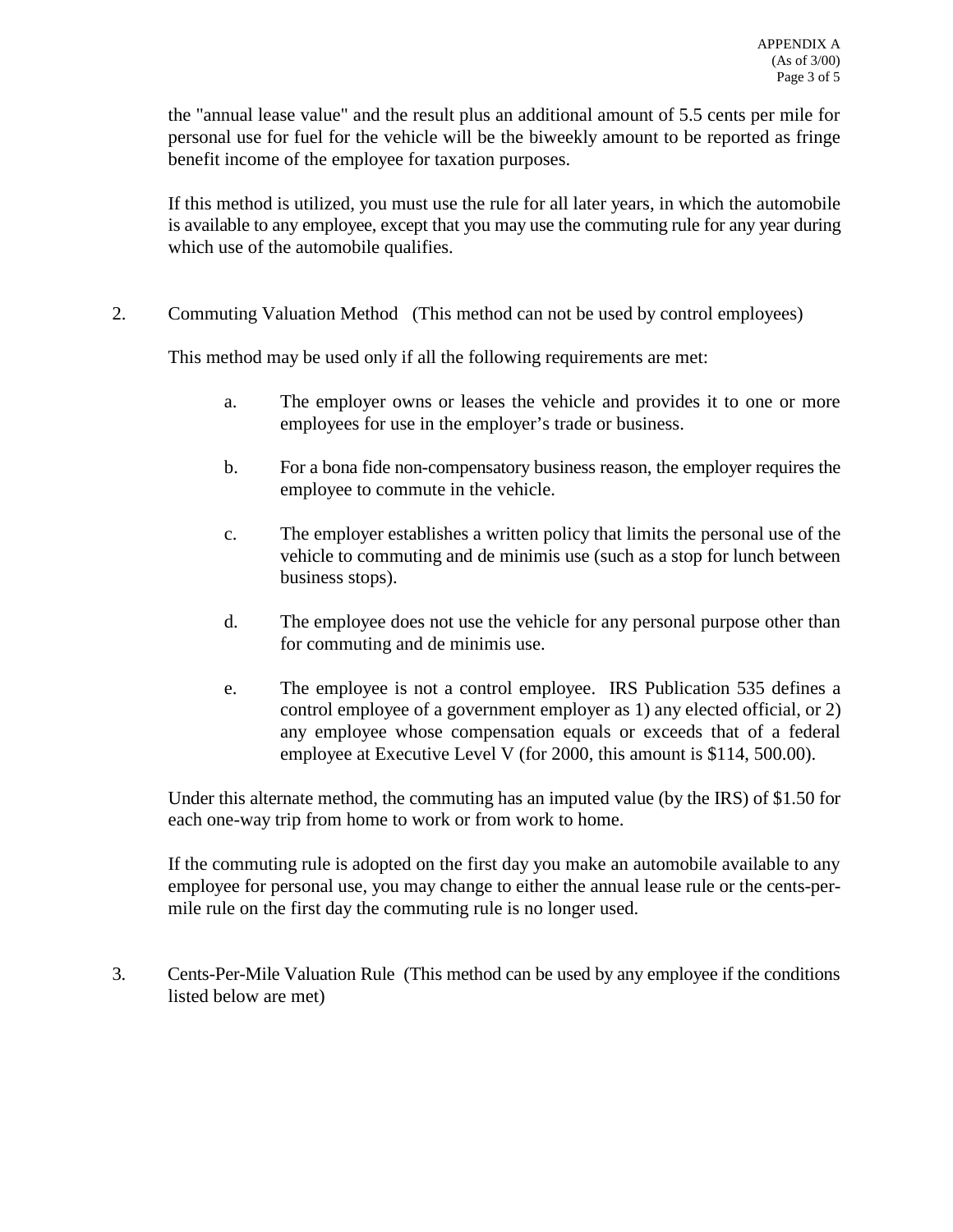the "annual lease value" and the result plus an additional amount of 5.5 cents per mile for personal use for fuel for the vehicle will be the biweekly amount to be reported as fringe benefit income of the employee for taxation purposes.

If this method is utilized, you must use the rule for all later years, in which the automobile is available to any employee, except that you may use the commuting rule for any year during which use of the automobile qualifies.

2. Commuting Valuation Method (This method can not be used by control employees)

   This method may be used only if all the following requirements are met:

   a. The employer owns or leases the vehicle and provides it to one or more employees for use in the employer's trade or business.

   b. For a bona fide non-compensatory business reason, the employer requires the employee to commute in the vehicle.

   c. The employer establishes a written policy that limits the personal use of the vehicle to commuting and de minimis use (such as a stop for lunch between business stops).

   d. The employee does not use the vehicle for any personal purpose other than for commuting and de minimis use.

   e. The employee is not a control employee. IRS Publication 535 defines a control employee of a government employer as 1) any elected official, or 2) any employee whose compensation equals or exceeds that of a federal employee at Executive Level V (for 2000, this amount is $114, 500.00).

   Under this alternate method, the commuting has an imputed value (by the IRS) of $1.50 for each one-way trip from home to work or from work to home.

   If the commuting rule is adopted on the first day you make an automobile available to any employee for personal use, you may change to either the annual lease rule or the cents-per-mile rule on the first day the commuting rule is no longer used.

3. Cents-Per-Mile Valuation Rule (This method can be used by any employee if the conditions listed below are met)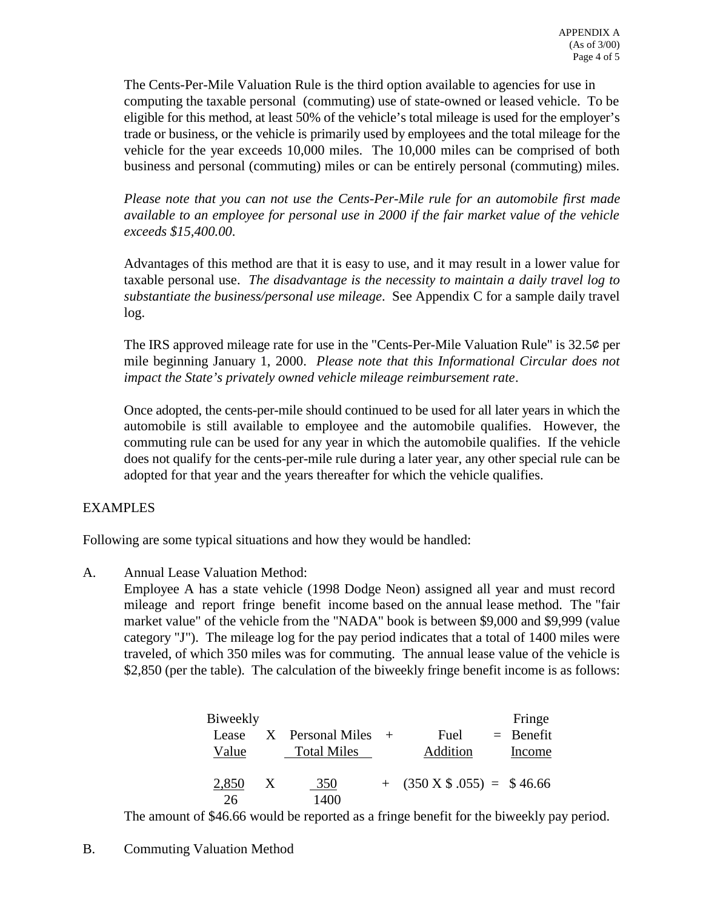The Cents-Per-Mile Valuation Rule is the third option available to agencies for use in computing the taxable personal (commuting) use of state-owned or leased vehicle. To be eligible for this method, at least 50% of the vehicle's total mileage is used for the employer's trade or business, or the vehicle is primarily used by employees and the total mileage for the vehicle for the year exceeds 10,000 miles. The 10,000 miles can be comprised of both business and personal (commuting) miles or can be entirely personal (commuting) miles.

*Please note that you can not use the Cents-Per-Mile rule for an automobile first made available to an employee for personal use in 2000 if the fair market value of the vehicle exceeds $15,400.00*.

Advantages of this method are that it is easy to use, and it may result in a lower value for taxable personal use. *The disadvantage is the necessity to maintain a daily travel log to substantiate the business/personal use mileage*. See Appendix C for a sample daily travel log.

The IRS approved mileage rate for use in the "Cents-Per-Mile Valuation Rule" is 32.5¢ per mile beginning January 1, 2000. *Please note that this Informational Circular does not impact the State's privately owned vehicle mileage reimbursement rate*.

Once adopted, the cents-per-mile should continued to be used for all later years in which the automobile is still available to employee and the automobile qualifies. However, the commuting rule can be used for any year in which the automobile qualifies. If the vehicle does not qualify for the cents-per-mile rule during a later year, any other special rule can be adopted for that year and the years thereafter for which the vehicle qualifies.

EXAMPLES

Following are some typical situations and how they would be handled:

A. Annual Lease Valuation Method:
Employee A has a state vehicle (1998 Dodge Neon) assigned all year and must record mileage and report fringe benefit income based on the annual lease method. The "fair market value" of the vehicle from the "NADA" book is between $9,000 and $9,999 (value category "J"). The mileage log for the pay period indicates that a total of 1400 miles were traveled, of which 350 miles was for commuting. The annual lease value of the vehicle is $2,850 (per the table). The calculation of the biweekly fringe benefit income is as follows:

$$\text{Biweekly Lease Value} \times \frac{\text{Personal Miles}}{\text{Total Miles}} + \text{Fuel Addition} = \text{Fringe Benefit Income}$$

$$\frac{2{,}850}{26} \times \frac{350}{1400} + (350 \times \$.055) = \$46.66$$

The amount of $46.66 would be reported as a fringe benefit for the biweekly pay period.

B. Commuting Valuation Method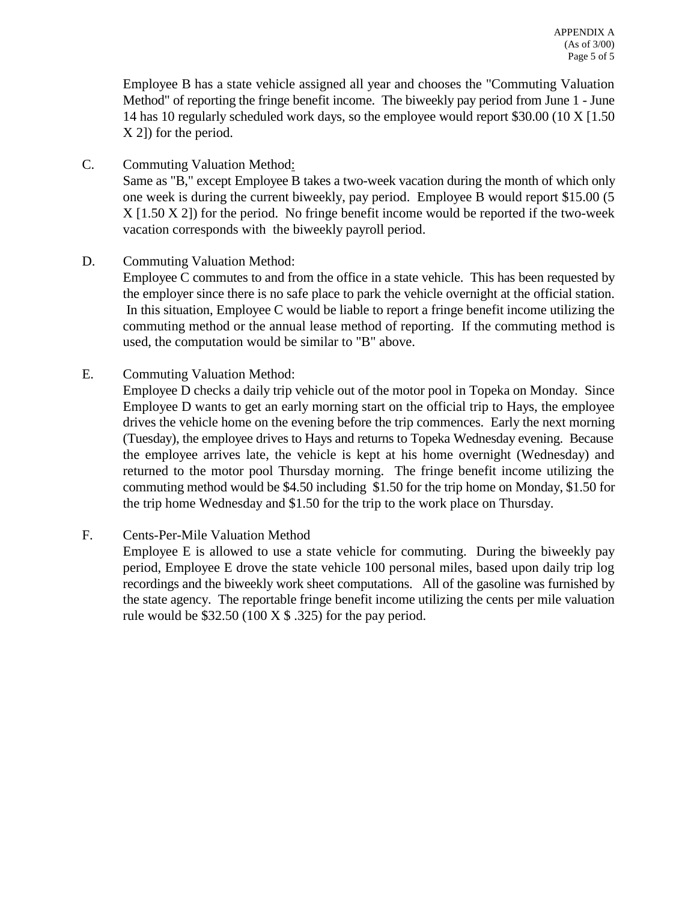Employee B has a state vehicle assigned all year and chooses the "Commuting Valuation Method" of reporting the fringe benefit income. The biweekly pay period from June 1 - June 14 has 10 regularly scheduled work days, so the employee would report $30.00 (10 X [1.50 X 2]) for the period.

C. Commuting Valuation Method:
Same as "B," except Employee B takes a two-week vacation during the month of which only one week is during the current biweekly, pay period. Employee B would report $15.00 (5 X [1.50 X 2]) for the period. No fringe benefit income would be reported if the two-week vacation corresponds with the biweekly payroll period.

D. Commuting Valuation Method:
Employee C commutes to and from the office in a state vehicle. This has been requested by the employer since there is no safe place to park the vehicle overnight at the official station. In this situation, Employee C would be liable to report a fringe benefit income utilizing the commuting method or the annual lease method of reporting. If the commuting method is used, the computation would be similar to "B" above.

E. Commuting Valuation Method:
Employee D checks a daily trip vehicle out of the motor pool in Topeka on Monday. Since Employee D wants to get an early morning start on the official trip to Hays, the employee drives the vehicle home on the evening before the trip commences. Early the next morning (Tuesday), the employee drives to Hays and returns to Topeka Wednesday evening. Because the employee arrives late, the vehicle is kept at his home overnight (Wednesday) and returned to the motor pool Thursday morning. The fringe benefit income utilizing the commuting method would be $4.50 including $1.50 for the trip home on Monday, $1.50 for the trip home Wednesday and $1.50 for the trip to the work place on Thursday.

F. Cents-Per-Mile Valuation Method
Employee E is allowed to use a state vehicle for commuting. During the biweekly pay period, Employee E drove the state vehicle 100 personal miles, based upon daily trip log recordings and the biweekly work sheet computations. All of the gasoline was furnished by the state agency. The reportable fringe benefit income utilizing the cents per mile valuation rule would be $32.50 (100 X $ .325) for the pay period.